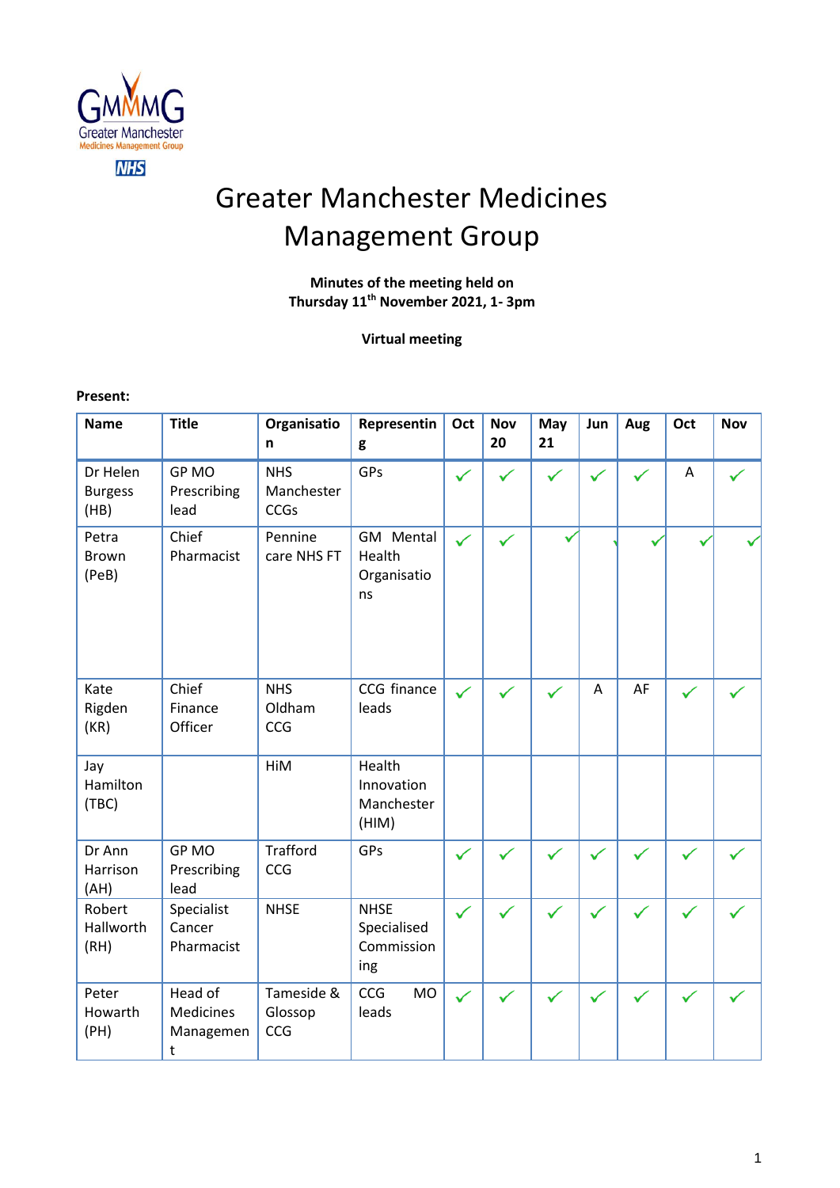# Greater Manchester Medicines Management Group

**Minutes of the meeting held on**
**Thursday 11th November 2021, 1- 3pm**

**Virtual meeting**

**Present:**

| Name | Title | Organisation | Representing | Oct | Nov 20 | May 21 | Jun | Aug | Oct | Nov |
|---|---|---|---|---|---|---|---|---|---|---|
| Dr Helen Burgess (HB) | GP MO Prescribing lead | NHS Manchester CCGs | GPs | ✓ | ✓ | ✓ | ✓ | ✓ | A | ✓ |
| Petra Brown (PeB) | Chief Pharmacist | Pennine care NHS FT | GM Mental Health Organisations | ✓ | ✓ | ✓ | ✓ | ✓ | ✓ | ✓ |
| Kate Rigden (KR) | Chief Finance Officer | NHS Oldham CCG | CCG finance leads | ✓ | ✓ | ✓ | A | AF | ✓ | ✓ |
| Jay Hamilton (TBC) | | HiM | Health Innovation Manchester (HIM) | | | | | | | |
| Dr Ann Harrison (AH) | GP MO Prescribing lead | Trafford CCG | GPs | ✓ | ✓ | ✓ | ✓ | ✓ | ✓ | ✓ |
| Robert Hallworth (RH) | Specialist Cancer Pharmacist | NHSE | NHSE Specialised Commissioning | ✓ | ✓ | ✓ | ✓ | ✓ | ✓ | ✓ |
| Peter Howarth (PH) | Head of Medicines Management | Tameside & Glossop CCG | CCG MO leads | ✓ | ✓ | ✓ | ✓ | ✓ | ✓ | ✓ |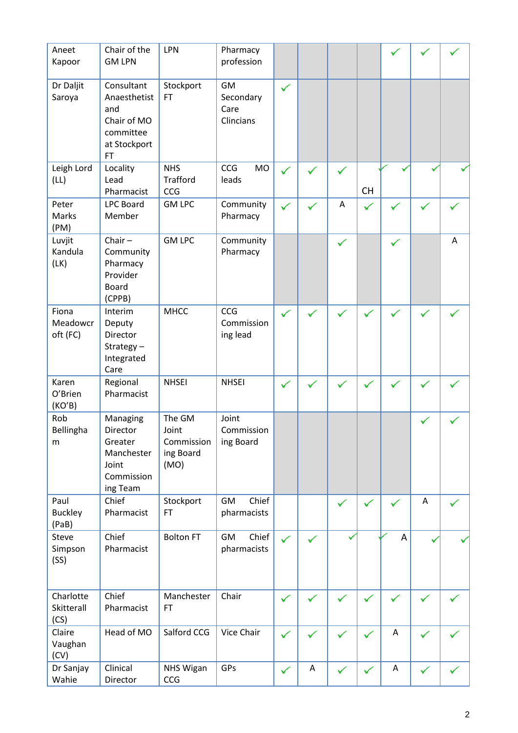| | | | | | | | | | | |
|---|---|---|---|---|---|---|---|---|---|---|
| Aneet Kapoor | Chair of the GM LPN | LPN | Pharmacy profession | | | | | ✓ | ✓ | ✓ |
| Dr Daljit Saroya | Consultant Anaesthetist and Chair of MO committee at Stockport FT | Stockport FT | GM Secondary Care Clincians | ✓ | | | | | | |
| Leigh Lord (LL) | Locality Lead Pharmacist | NHS Trafford CCG | CCG MO leads | ✓ | ✓ | ✓ | ✓ CH | ✓ | ✓ | ✓ |
| Peter Marks (PM) | LPC Board Member | GM LPC | Community Pharmacy | ✓ | ✓ | A | ✓ | ✓ | ✓ | ✓ |
| Luvjit Kandula (LK) | Chair – Community Pharmacy Provider Board (CPPB) | GM LPC | Community Pharmacy | | | ✓ | | ✓ | | A |
| Fiona Meadowcroft (FC) | Interim Deputy Director Strategy – Integrated Care | MHCC | CCG Commissioning lead | ✓ | ✓ | ✓ | ✓ | ✓ | ✓ | ✓ |
| Karen O'Brien (KO'B) | Regional Pharmacist | NHSEI | NHSEI | ✓ | ✓ | ✓ | ✓ | ✓ | ✓ | ✓ |
| Rob Bellingham | Managing Director Greater Manchester Joint Commissioning Team | The GM Joint Commissioning Board (MO) | Joint Commissioning Board | | | | | | ✓ | ✓ |
| Paul Buckley (PaB) | Chief Pharmacist | Stockport FT | GM Chief pharmacists | | | ✓ | ✓ | ✓ | A | ✓ |
| Steve Simpson (SS) | Chief Pharmacist | Bolton FT | GM Chief pharmacists | ✓ | ✓ | ✓ | ✓ | A | ✓ | ✓ |
| Charlotte Skitterall (CS) | Chief Pharmacist | Manchester FT | Chair | ✓ | ✓ | ✓ | ✓ | ✓ | ✓ | ✓ |
| Claire Vaughan (CV) | Head of MO | Salford CCG | Vice Chair | ✓ | ✓ | ✓ | ✓ | A | ✓ | ✓ |
| Dr Sanjay Wahie | Clinical Director | NHS Wigan CCG | GPs | ✓ | A | ✓ | ✓ | A | ✓ | ✓ |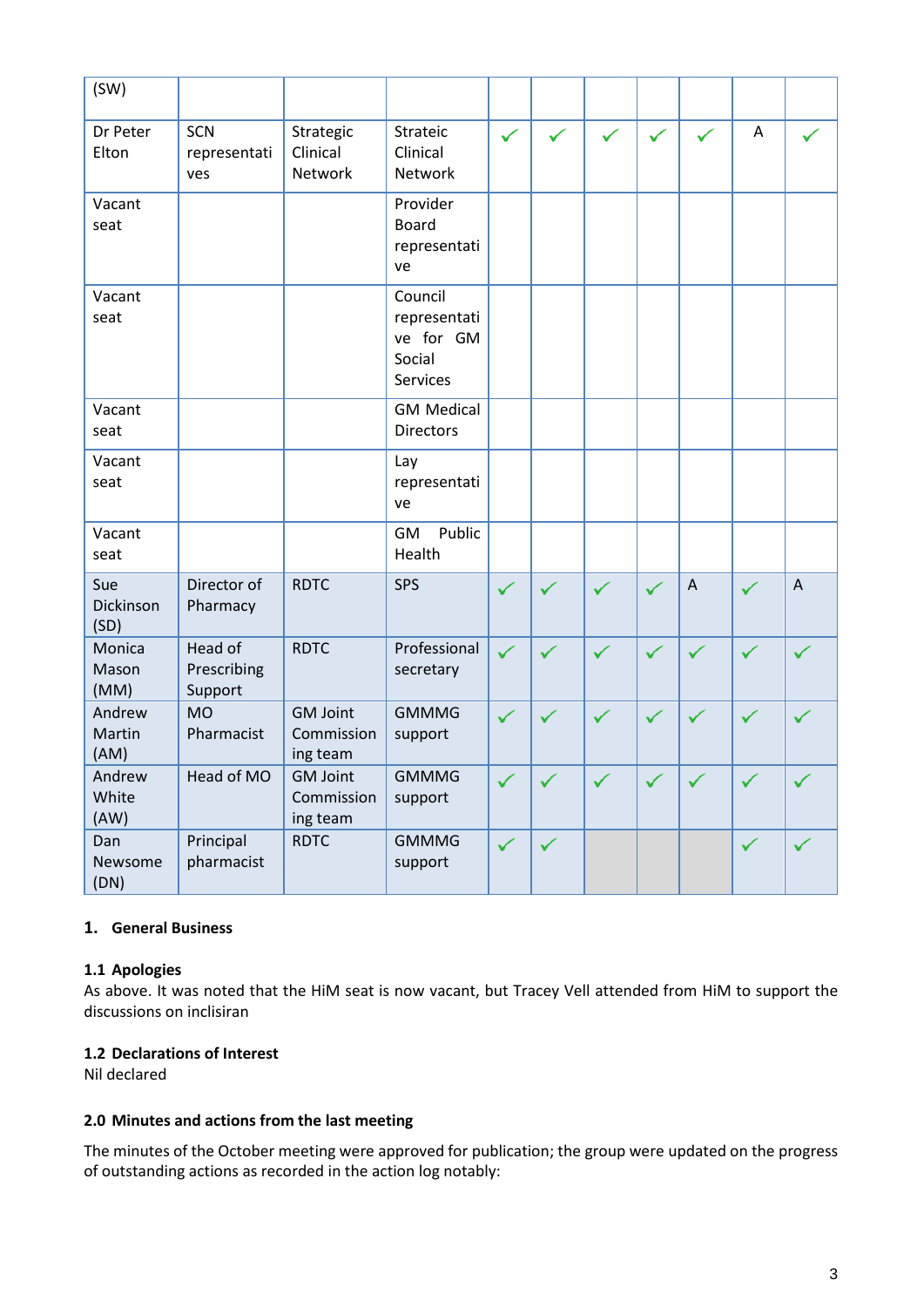| | | | | | | | | | | |
|---|---|---|---|---|---|---|---|---|---|---|
| (SW) | | | | | | | | | | |
| Dr Peter Elton | SCN representatives | Strategic Clinical Network | Strateic Clinical Network | ✓ | ✓ | ✓ | ✓ | ✓ | A | ✓ |
| Vacant seat | | | Provider Board representative | | | | | | | |
| Vacant seat | | | Council representative for GM Social Services | | | | | | | |
| Vacant seat | | | GM Medical Directors | | | | | | | |
| Vacant seat | | | Lay representative | | | | | | | |
| Vacant seat | | | GM Public Health | | | | | | | |
| Sue Dickinson (SD) | Director of Pharmacy | RDTC | SPS | ✓ | ✓ | ✓ | ✓ | A | ✓ | A |
| Monica Mason (MM) | Head of Prescribing Support | RDTC | Professional secretary | ✓ | ✓ | ✓ | ✓ | ✓ | ✓ | ✓ |
| Andrew Martin (AM) | MO Pharmacist | GM Joint Commissioning team | GMMMG support | ✓ | ✓ | ✓ | ✓ | ✓ | ✓ | ✓ |
| Andrew White (AW) | Head of MO | GM Joint Commissioning team | GMMMG support | ✓ | ✓ | ✓ | ✓ | ✓ | ✓ | ✓ |
| Dan Newsome (DN) | Principal pharmacist | RDTC | GMMMG support | ✓ | ✓ | | | | ✓ | ✓ |

### 1. General Business

#### 1.1 Apologies

As above. It was noted that the HiM seat is now vacant, but Tracey Vell attended from HiM to support the discussions on inclisiran

#### 1.2 Declarations of Interest

Nil declared

### 2.0 Minutes and actions from the last meeting

The minutes of the October meeting were approved for publication; the group were updated on the progress of outstanding actions as recorded in the action log notably: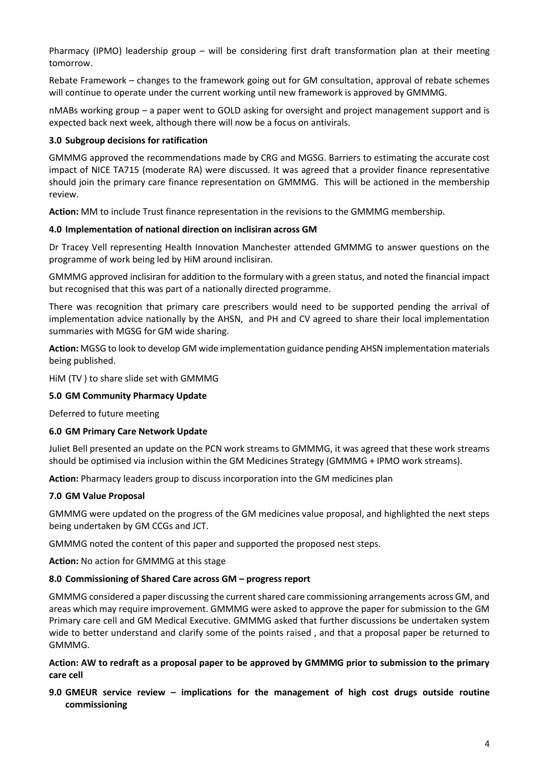Pharmacy (IPMO) leadership group – will be considering first draft transformation plan at their meeting tomorrow.

Rebate Framework – changes to the framework going out for GM consultation, approval of rebate schemes will continue to operate under the current working until new framework is approved by GMMMG.

nMABs working group – a paper went to GOLD asking for oversight and project management support and is expected back next week, although there will now be a focus on antivirals.

### 3.0 Subgroup decisions for ratification

GMMMG approved the recommendations made by CRG and MGSG. Barriers to estimating the accurate cost impact of NICE TA715 (moderate RA) were discussed. It was agreed that a provider finance representative should join the primary care finance representation on GMMMG. This will be actioned in the membership review.

**Action:** MM to include Trust finance representation in the revisions to the GMMMG membership.

### 4.0 Implementation of national direction on inclisiran across GM

Dr Tracey Vell representing Health Innovation Manchester attended GMMMG to answer questions on the programme of work being led by HiM around inclisiran.

GMMMG approved inclisiran for addition to the formulary with a green status, and noted the financial impact but recognised that this was part of a nationally directed programme.

There was recognition that primary care prescribers would need to be supported pending the arrival of implementation advice nationally by the AHSN, and PH and CV agreed to share their local implementation summaries with MGSG for GM wide sharing.

**Action:** MGSG to look to develop GM wide implementation guidance pending AHSN implementation materials being published.

HiM (TV ) to share slide set with GMMMG

### 5.0 GM Community Pharmacy Update

Deferred to future meeting

### 6.0 GM Primary Care Network Update

Juliet Bell presented an update on the PCN work streams to GMMMG, it was agreed that these work streams should be optimised via inclusion within the GM Medicines Strategy (GMMMG + IPMO work streams).

**Action:** Pharmacy leaders group to discuss incorporation into the GM medicines plan

### 7.0 GM Value Proposal

GMMMG were updated on the progress of the GM medicines value proposal, and highlighted the next steps being undertaken by GM CCGs and JCT.

GMMMG noted the content of this paper and supported the proposed nest steps.

**Action:** No action for GMMMG at this stage

### 8.0 Commissioning of Shared Care across GM – progress report

GMMMG considered a paper discussing the current shared care commissioning arrangements across GM, and areas which may require improvement. GMMMG were asked to approve the paper for submission to the GM Primary care cell and GM Medical Executive. GMMMG asked that further discussions be undertaken system wide to better understand and clarify some of the points raised , and that a proposal paper be returned to GMMMG.

**Action: AW to redraft as a proposal paper to be approved by GMMMG prior to submission to the primary care cell**

### 9.0 GMEUR service review – implications for the management of high cost drugs outside routine commissioning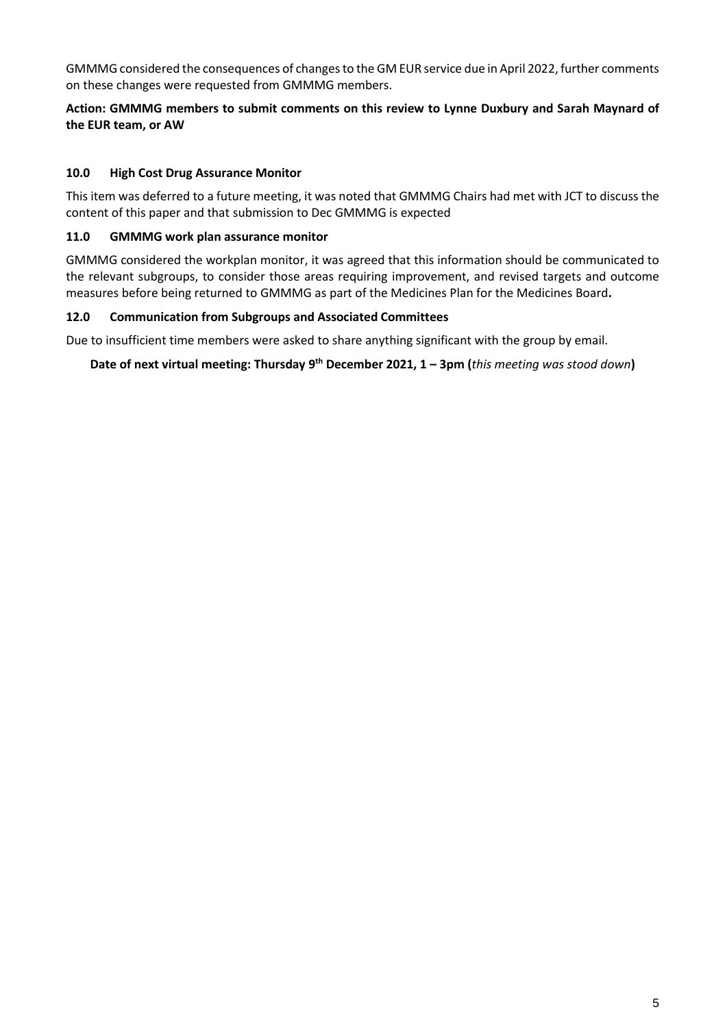GMMMG considered the consequences of changes to the GM EUR service due in April 2022, further comments on these changes were requested from GMMMG members.

**Action: GMMMG members to submit comments on this review to Lynne Duxbury and Sarah Maynard of the EUR team, or AW**

### 10.0 High Cost Drug Assurance Monitor

This item was deferred to a future meeting, it was noted that GMMMG Chairs had met with JCT to discuss the content of this paper and that submission to Dec GMMMG is expected

### 11.0 GMMMG work plan assurance monitor

GMMMG considered the workplan monitor, it was agreed that this information should be communicated to the relevant subgroups, to consider those areas requiring improvement, and revised targets and outcome measures before being returned to GMMMG as part of the Medicines Plan for the Medicines Board**.**

### 12.0 Communication from Subgroups and Associated Committees

Due to insufficient time members were asked to share anything significant with the group by email.

**Date of next virtual meeting: Thursday 9th December 2021, 1 – 3pm (***this meeting was stood down***)**